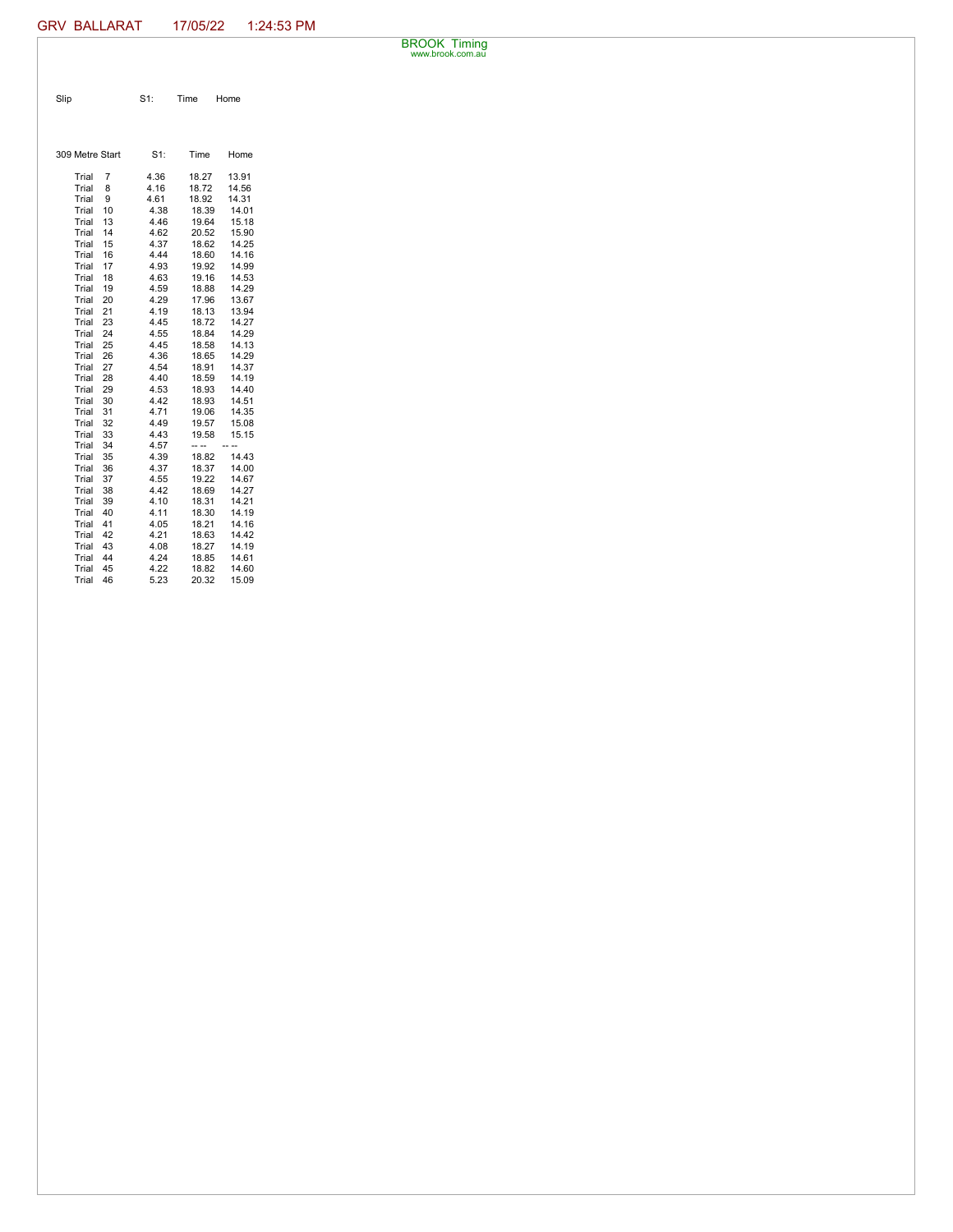GRV BALLARAT 17/05/22 1:24:53 PM

BROOK Timing
www.brook.com.au

| Slip | S1: | Time | Home |
|---|---|---|---|

| 309 Metre Start | S1: | Time | Home |
|---|---|---|---|
| Trial 7 | 4.36 | 18.27 | 13.91 |
| Trial 8 | 4.16 | 18.72 | 14.56 |
| Trial 9 | 4.61 | 18.92 | 14.31 |
| Trial 10 | 4.38 | 18.39 | 14.01 |
| Trial 13 | 4.46 | 19.64 | 15.18 |
| Trial 14 | 4.62 | 20.52 | 15.90 |
| Trial 15 | 4.37 | 18.62 | 14.25 |
| Trial 16 | 4.44 | 18.60 | 14.16 |
| Trial 17 | 4.93 | 19.92 | 14.99 |
| Trial 18 | 4.63 | 19.16 | 14.53 |
| Trial 19 | 4.59 | 18.88 | 14.29 |
| Trial 20 | 4.29 | 17.96 | 13.67 |
| Trial 21 | 4.19 | 18.13 | 13.94 |
| Trial 23 | 4.45 | 18.72 | 14.27 |
| Trial 24 | 4.55 | 18.84 | 14.29 |
| Trial 25 | 4.45 | 18.58 | 14.13 |
| Trial 26 | 4.36 | 18.65 | 14.29 |
| Trial 27 | 4.54 | 18.91 | 14.37 |
| Trial 28 | 4.40 | 18.59 | 14.19 |
| Trial 29 | 4.53 | 18.93 | 14.40 |
| Trial 30 | 4.42 | 18.93 | 14.51 |
| Trial 31 | 4.71 | 19.06 | 14.35 |
| Trial 32 | 4.49 | 19.57 | 15.08 |
| Trial 33 | 4.43 | 19.58 | 15.15 |
| Trial 34 | 4.57 | -- -- | -- -- |
| Trial 35 | 4.39 | 18.82 | 14.43 |
| Trial 36 | 4.37 | 18.37 | 14.00 |
| Trial 37 | 4.55 | 19.22 | 14.67 |
| Trial 38 | 4.42 | 18.69 | 14.27 |
| Trial 39 | 4.10 | 18.31 | 14.21 |
| Trial 40 | 4.11 | 18.30 | 14.19 |
| Trial 41 | 4.05 | 18.21 | 14.16 |
| Trial 42 | 4.21 | 18.63 | 14.42 |
| Trial 43 | 4.08 | 18.27 | 14.19 |
| Trial 44 | 4.24 | 18.85 | 14.61 |
| Trial 45 | 4.22 | 18.82 | 14.60 |
| Trial 46 | 5.23 | 20.32 | 15.09 |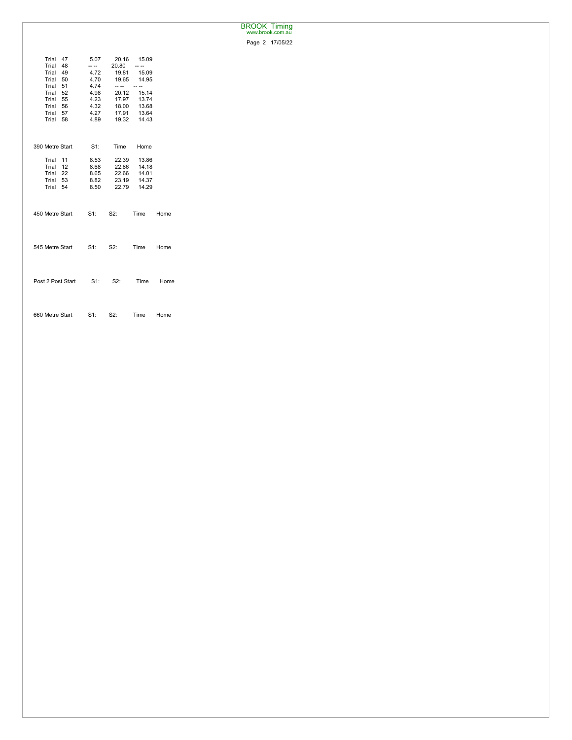| | | | |
|---|---|---|---|
| Trial 47 | 5.07 | 20.16 | 15.09 |
| Trial 48 | -- -- | 20.80 | -- -- |
| Trial 49 | 4.72 | 19.81 | 15.09 |
| Trial 50 | 4.70 | 19.65 | 14.95 |
| Trial 51 | 4.74 | -- -- | -- -- |
| Trial 52 | 4.98 | 20.12 | 15.14 |
| Trial 55 | 4.23 | 17.97 | 13.74 |
| Trial 56 | 4.32 | 18.00 | 13.68 |
| Trial 57 | 4.27 | 17.91 | 13.64 |
| Trial 58 | 4.89 | 19.32 | 14.43 |

| 390 Metre Start | S1: | Time | Home |
|---|---|---|---|
| Trial 11 | 8.53 | 22.39 | 13.86 |
| Trial 12 | 8.68 | 22.86 | 14.18 |
| Trial 22 | 8.65 | 22.66 | 14.01 |
| Trial 53 | 8.82 | 23.19 | 14.37 |
| Trial 54 | 8.50 | 22.79 | 14.29 |

| 450 Metre Start | S1: | S2: | Time | Home |
|---|---|---|---|---|

| 545 Metre Start | S1: | S2: | Time | Home |
|---|---|---|---|---|

| Post 2 Post Start | S1: | S2: | Time | Home |
|---|---|---|---|---|

| 660 Metre Start | S1: | S2: | Time | Home |
|---|---|---|---|---|